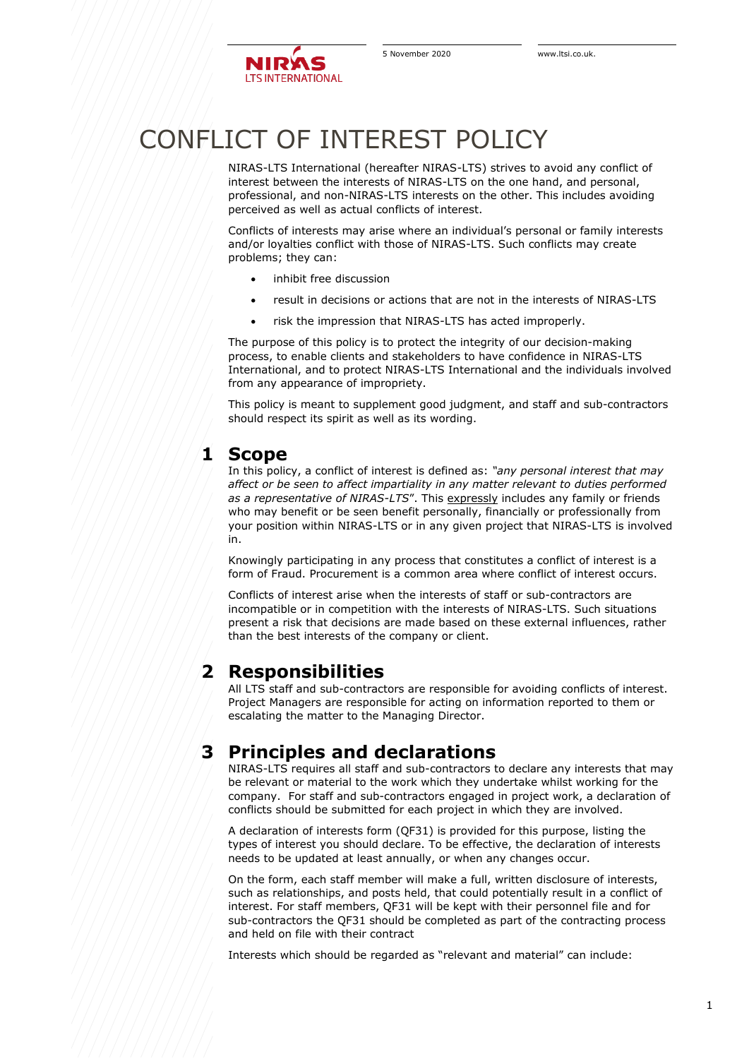# CONFLICT OF INTEREST POLICY

NIRAS-LTS International (hereafter NIRAS-LTS) strives to avoid any conflict of interest between the interests of NIRAS-LTS on the one hand, and personal, professional, and non-NIRAS-LTS interests on the other. This includes avoiding perceived as well as actual conflicts of interest.

Conflicts of interests may arise where an individual's personal or family interests and/or loyalties conflict with those of NIRAS-LTS. Such conflicts may create problems; they can:

- inhibit free discussion
- result in decisions or actions that are not in the interests of NIRAS-LTS
- risk the impression that NIRAS-LTS has acted improperly.

The purpose of this policy is to protect the integrity of our decision-making process, to enable clients and stakeholders to have confidence in NIRAS-LTS International, and to protect NIRAS-LTS International and the individuals involved from any appearance of impropriety.

This policy is meant to supplement good judgment, and staff and sub-contractors should respect its spirit as well as its wording.

## 1 Scope

In this policy, a conflict of interest is defined as: *"any personal interest that may affect or be seen to affect impartiality in any matter relevant to duties performed as a representative of NIRAS-LTS*". This expressly includes any family or friends who may benefit or be seen benefit personally, financially or professionally from your position within NIRAS-LTS or in any given project that NIRAS-LTS is involved in.

Knowingly participating in any process that constitutes a conflict of interest is a form of Fraud. Procurement is a common area where conflict of interest occurs.

Conflicts of interest arise when the interests of staff or sub-contractors are incompatible or in competition with the interests of NIRAS-LTS. Such situations present a risk that decisions are made based on these external influences, rather than the best interests of the company or client.

## 2 Responsibilities

All LTS staff and sub-contractors are responsible for avoiding conflicts of interest. Project Managers are responsible for acting on information reported to them or escalating the matter to the Managing Director.

## 3 Principles and declarations

NIRAS-LTS requires all staff and sub-contractors to declare any interests that may be relevant or material to the work which they undertake whilst working for the company. For staff and sub-contractors engaged in project work, a declaration of conflicts should be submitted for each project in which they are involved.

A declaration of interests form (QF31) is provided for this purpose, listing the types of interest you should declare. To be effective, the declaration of interests needs to be updated at least annually, or when any changes occur.

On the form, each staff member will make a full, written disclosure of interests, such as relationships, and posts held, that could potentially result in a conflict of interest. For staff members, QF31 will be kept with their personnel file and for sub-contractors the QF31 should be completed as part of the contracting process and held on file with their contract

Interests which should be regarded as "relevant and material" can include: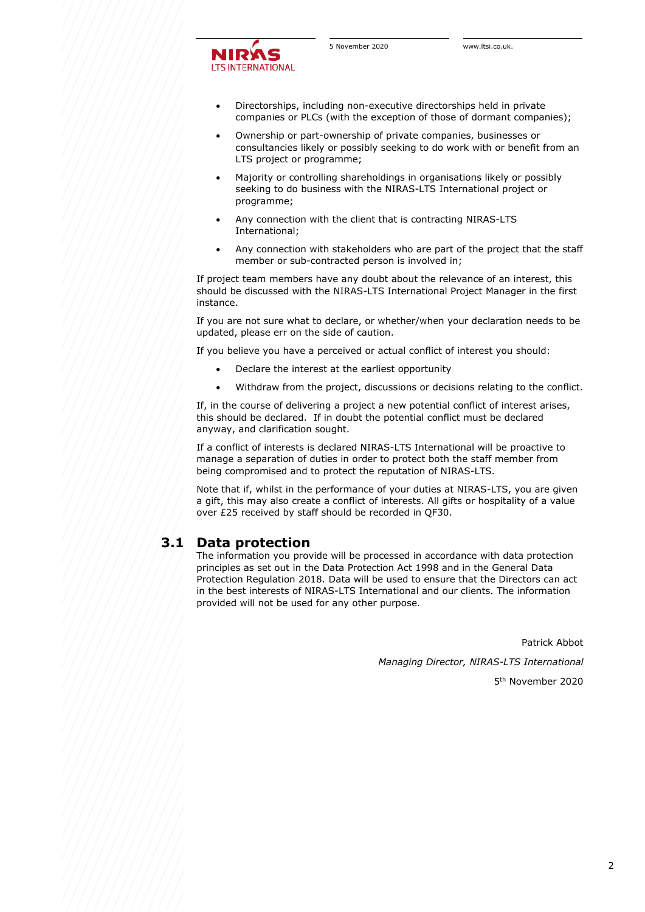- Directorships, including non-executive directorships held in private companies or PLCs (with the exception of those of dormant companies);
- Ownership or part-ownership of private companies, businesses or consultancies likely or possibly seeking to do work with or benefit from an LTS project or programme;
- Majority or controlling shareholdings in organisations likely or possibly seeking to do business with the NIRAS-LTS International project or programme;
- Any connection with the client that is contracting NIRAS-LTS International;
- Any connection with stakeholders who are part of the project that the staff member or sub-contracted person is involved in;

If project team members have any doubt about the relevance of an interest, this should be discussed with the NIRAS-LTS International Project Manager in the first instance.

If you are not sure what to declare, or whether/when your declaration needs to be updated, please err on the side of caution.

If you believe you have a perceived or actual conflict of interest you should:

- Declare the interest at the earliest opportunity
- Withdraw from the project, discussions or decisions relating to the conflict.

If, in the course of delivering a project a new potential conflict of interest arises, this should be declared. If in doubt the potential conflict must be declared anyway, and clarification sought.

If a conflict of interests is declared NIRAS-LTS International will be proactive to manage a separation of duties in order to protect both the staff member from being compromised and to protect the reputation of NIRAS-LTS.

Note that if, whilst in the performance of your duties at NIRAS-LTS, you are given a gift, this may also create a conflict of interests. All gifts or hospitality of a value over £25 received by staff should be recorded in QF30.

## 3.1 Data protection

The information you provide will be processed in accordance with data protection principles as set out in the Data Protection Act 1998 and in the General Data Protection Regulation 2018. Data will be used to ensure that the Directors can act in the best interests of NIRAS-LTS International and our clients. The information provided will not be used for any other purpose.

Patrick Abbot

*Managing Director, NIRAS-LTS International*

5th November 2020